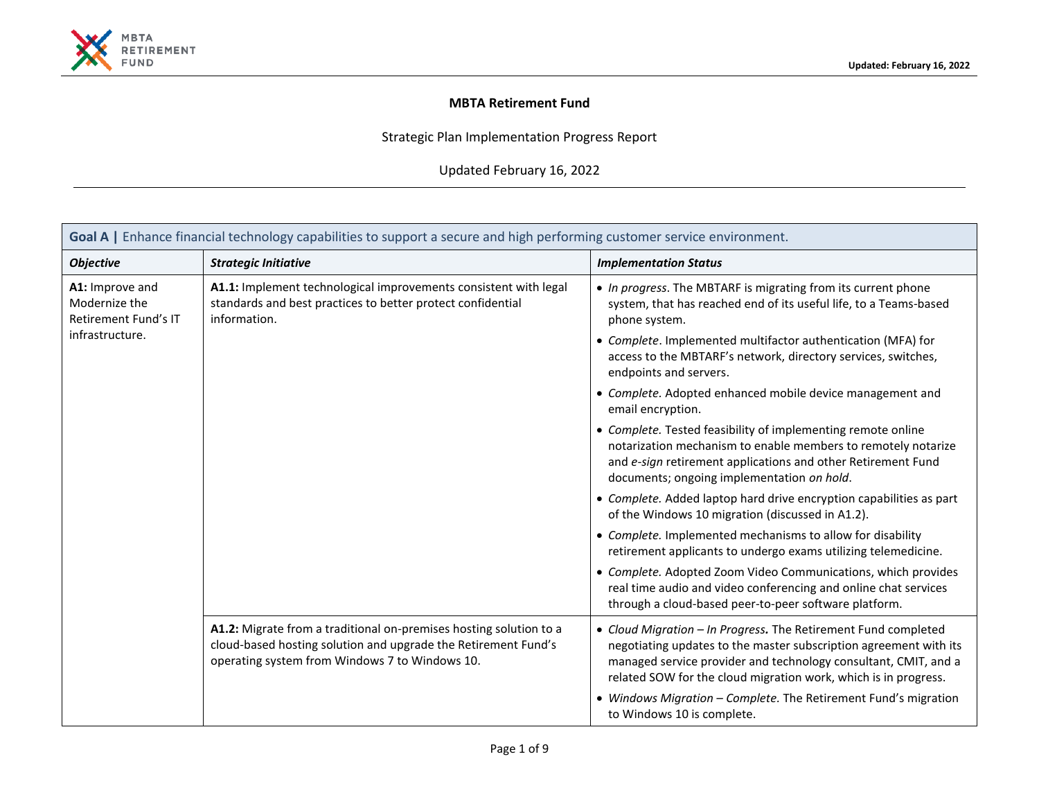# MBTA Retirement Fund

Strategic Plan Implementation Progress Report

Updated February 16, 2022

| **Goal A \|** Enhance financial technology capabilities to support a secure and high performing customer service environment. | | |
|---|---|---|
| ***Objective*** | ***Strategic Initiative*** | ***Implementation Status*** |
| **A1:** Improve and Modernize the Retirement Fund's IT infrastructure. | **A1.1:** Implement technological improvements consistent with legal standards and best practices to better protect confidential information. | • *In progress*. The MBTARF is migrating from its current phone system, that has reached end of its useful life, to a Teams-based phone system.<br>• *Complete*. Implemented multifactor authentication (MFA) for access to the MBTARF's network, directory services, switches, endpoints and servers.<br>• *Complete.* Adopted enhanced mobile device management and email encryption.<br>• *Complete.* Tested feasibility of implementing remote online notarization mechanism to enable members to remotely notarize and *e-sign* retirement applications and other Retirement Fund documents; ongoing implementation *on hold*.<br>• *Complete.* Added laptop hard drive encryption capabilities as part of the Windows 10 migration (discussed in A1.2).<br>• *Complete.* Implemented mechanisms to allow for disability retirement applicants to undergo exams utilizing telemedicine.<br>• *Complete.* Adopted Zoom Video Communications, which provides real time audio and video conferencing and online chat services through a cloud-based peer-to-peer software platform. |
| | **A1.2:** Migrate from a traditional on-premises hosting solution to a cloud-based hosting solution and upgrade the Retirement Fund's operating system from Windows 7 to Windows 10. | • *Cloud Migration – In Progress.* The Retirement Fund completed negotiating updates to the master subscription agreement with its managed service provider and technology consultant, CMIT, and a related SOW for the cloud migration work, which is in progress.<br>• *Windows Migration – Complete.* The Retirement Fund's migration to Windows 10 is complete. |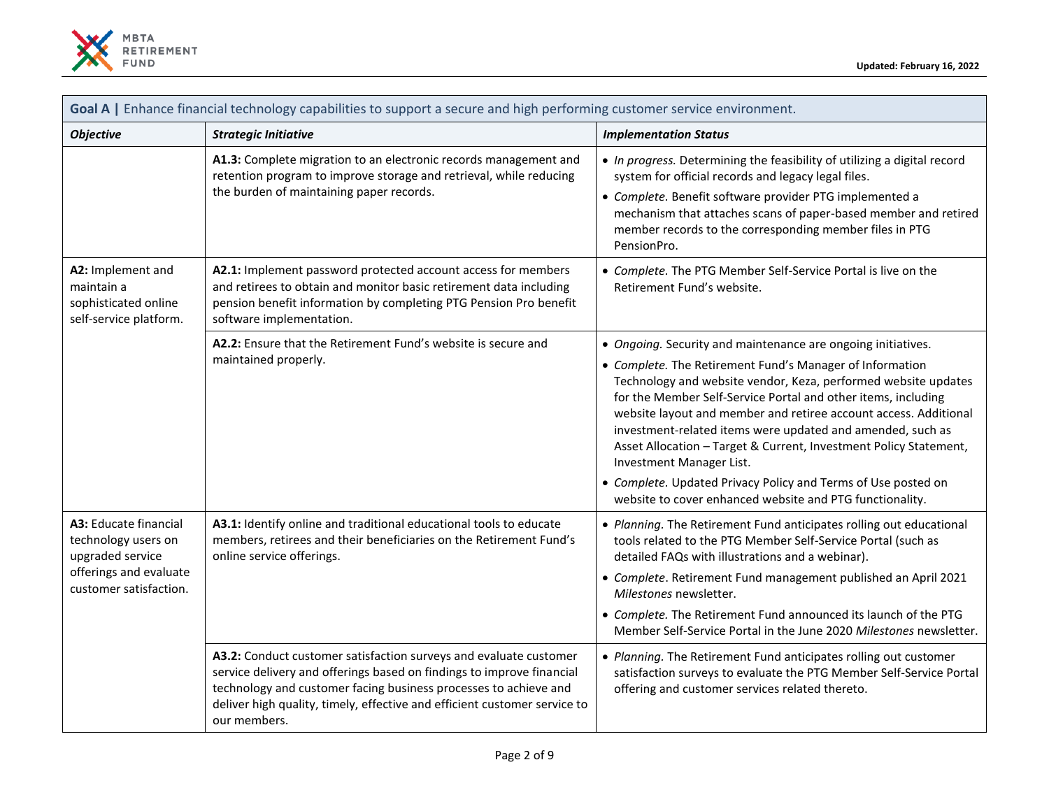Updated: February 16, 2022

| **Goal A \|** Enhance financial technology capabilities to support a secure and high performing customer service environment. | | |
|---|---|---|
| ***Objective*** | ***Strategic Initiative*** | ***Implementation Status*** |
| | **A1.3:** Complete migration to an electronic records management and retention program to improve storage and retrieval, while reducing the burden of maintaining paper records. | • *In progress.* Determining the feasibility of utilizing a digital record system for official records and legacy legal files.<br>• *Complete.* Benefit software provider PTG implemented a mechanism that attaches scans of paper-based member and retired member records to the corresponding member files in PTG PensionPro. |
| **A2:** Implement and maintain a sophisticated online self-service platform. | **A2.1:** Implement password protected account access for members and retirees to obtain and monitor basic retirement data including pension benefit information by completing PTG Pension Pro benefit software implementation. | • *Complete.* The PTG Member Self-Service Portal is live on the Retirement Fund's website. |
| | **A2.2:** Ensure that the Retirement Fund's website is secure and maintained properly. | • *Ongoing.* Security and maintenance are ongoing initiatives.<br>• *Complete.* The Retirement Fund's Manager of Information Technology and website vendor, Keza, performed website updates for the Member Self-Service Portal and other items, including website layout and member and retiree account access. Additional investment-related items were updated and amended, such as Asset Allocation – Target & Current, Investment Policy Statement, Investment Manager List.<br>• *Complete.* Updated Privacy Policy and Terms of Use posted on website to cover enhanced website and PTG functionality. |
| **A3:** Educate financial technology users on upgraded service offerings and evaluate customer satisfaction. | **A3.1:** Identify online and traditional educational tools to educate members, retirees and their beneficiaries on the Retirement Fund's online service offerings. | • *Planning.* The Retirement Fund anticipates rolling out educational tools related to the PTG Member Self-Service Portal (such as detailed FAQs with illustrations and a webinar).<br>• *Complete*. Retirement Fund management published an April 2021 *Milestones* newsletter.<br>• *Complete.* The Retirement Fund announced its launch of the PTG Member Self-Service Portal in the June 2020 *Milestones* newsletter. |
| | **A3.2:** Conduct customer satisfaction surveys and evaluate customer service delivery and offerings based on findings to improve financial technology and customer facing business processes to achieve and deliver high quality, timely, effective and efficient customer service to our members. | • *Planning.* The Retirement Fund anticipates rolling out customer satisfaction surveys to evaluate the PTG Member Self-Service Portal offering and customer services related thereto. |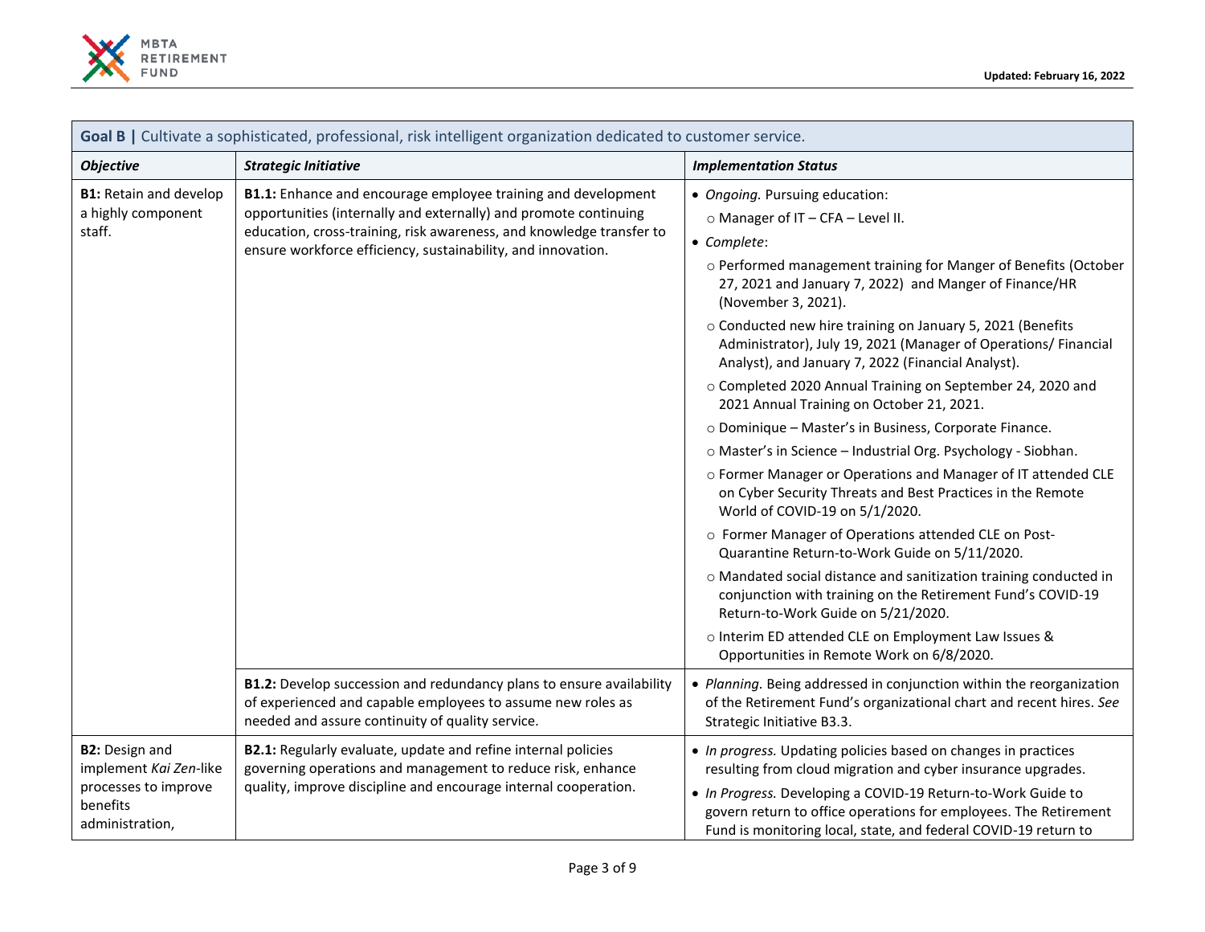| Goal B \| Cultivate a sophisticated, professional, risk intelligent organization dedicated to customer service. | | |
|---|---|---|
| ***Objective*** | ***Strategic Initiative*** | ***Implementation Status*** |
| **B1:** Retain and develop a highly component staff. | **B1.1:** Enhance and encourage employee training and development opportunities (internally and externally) and promote continuing education, cross-training, risk awareness, and knowledge transfer to ensure workforce efficiency, sustainability, and innovation. | • *Ongoing.* Pursuing education:<br>○ Manager of IT – CFA – Level II.<br>• *Complete*:<br>○ Performed management training for Manger of Benefits (October 27, 2021 and January 7, 2022) and Manger of Finance/HR (November 3, 2021).<br>○ Conducted new hire training on January 5, 2021 (Benefits Administrator), July 19, 2021 (Manager of Operations/ Financial Analyst), and January 7, 2022 (Financial Analyst).<br>○ Completed 2020 Annual Training on September 24, 2020 and 2021 Annual Training on October 21, 2021.<br>○ Dominique – Master's in Business, Corporate Finance.<br>○ Master's in Science – Industrial Org. Psychology - Siobhan.<br>○ Former Manager or Operations and Manager of IT attended CLE on Cyber Security Threats and Best Practices in the Remote World of COVID-19 on 5/1/2020.<br>○ Former Manager of Operations attended CLE on Post-Quarantine Return-to-Work Guide on 5/11/2020.<br>○ Mandated social distance and sanitization training conducted in conjunction with training on the Retirement Fund's COVID-19 Return-to-Work Guide on 5/21/2020.<br>○ Interim ED attended CLE on Employment Law Issues & Opportunities in Remote Work on 6/8/2020. |
| | **B1.2:** Develop succession and redundancy plans to ensure availability of experienced and capable employees to assume new roles as needed and assure continuity of quality service. | • *Planning.* Being addressed in conjunction within the reorganization of the Retirement Fund's organizational chart and recent hires. *See* Strategic Initiative B3.3. |
| **B2:** Design and implement *Kai Zen*-like processes to improve benefits administration, | **B2.1:** Regularly evaluate, update and refine internal policies governing operations and management to reduce risk, enhance quality, improve discipline and encourage internal cooperation. | • *In progress.* Updating policies based on changes in practices resulting from cloud migration and cyber insurance upgrades.<br>• *In Progress.* Developing a COVID-19 Return-to-Work Guide to govern return to office operations for employees. The Retirement Fund is monitoring local, state, and federal COVID-19 return to |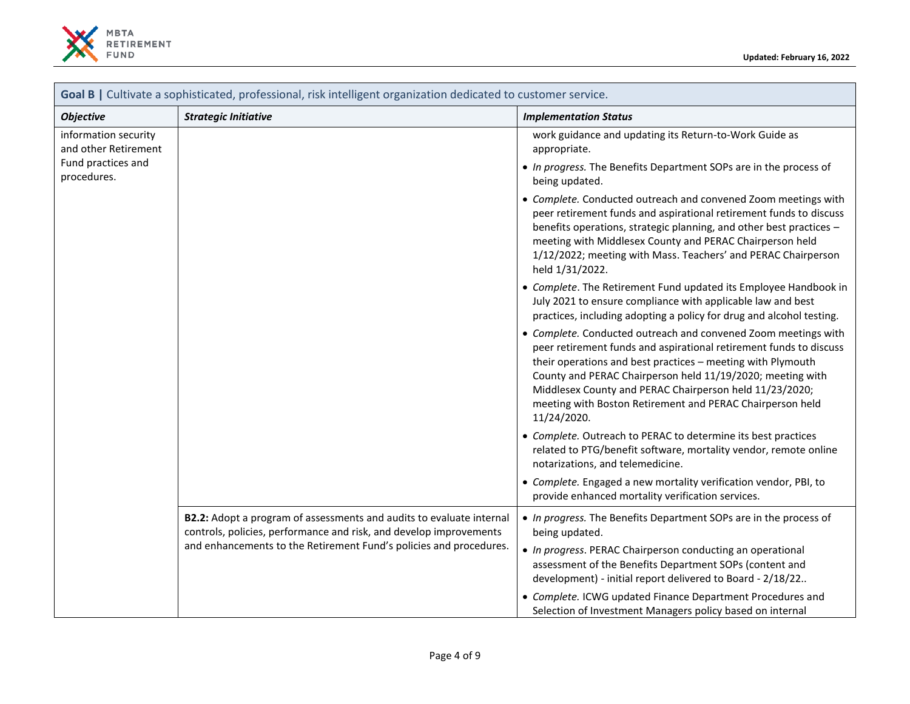| Goal B \| Cultivate a sophisticated, professional, risk intelligent organization dedicated to customer service. | | |
|---|---|---|
| ***Objective*** | ***Strategic Initiative*** | ***Implementation Status*** |
| information security and other Retirement Fund practices and procedures. | | work guidance and updating its Return-to-Work Guide as appropriate.<br>• *In progress.* The Benefits Department SOPs are in the process of being updated.<br>• *Complete.* Conducted outreach and convened Zoom meetings with peer retirement funds and aspirational retirement funds to discuss benefits operations, strategic planning, and other best practices – meeting with Middlesex County and PERAC Chairperson held 1/12/2022; meeting with Mass. Teachers' and PERAC Chairperson held 1/31/2022.<br>• *Complete*. The Retirement Fund updated its Employee Handbook in July 2021 to ensure compliance with applicable law and best practices, including adopting a policy for drug and alcohol testing.<br>• *Complete.* Conducted outreach and convened Zoom meetings with peer retirement funds and aspirational retirement funds to discuss their operations and best practices – meeting with Plymouth County and PERAC Chairperson held 11/19/2020; meeting with Middlesex County and PERAC Chairperson held 11/23/2020; meeting with Boston Retirement and PERAC Chairperson held 11/24/2020.<br>• *Complete.* Outreach to PERAC to determine its best practices related to PTG/benefit software, mortality vendor, remote online notarizations, and telemedicine.<br>• *Complete.* Engaged a new mortality verification vendor, PBI, to provide enhanced mortality verification services. |
| | **B2.2:** Adopt a program of assessments and audits to evaluate internal controls, policies, performance and risk, and develop improvements and enhancements to the Retirement Fund's policies and procedures. | • *In progress.* The Benefits Department SOPs are in the process of being updated.<br>• *In progress*. PERAC Chairperson conducting an operational assessment of the Benefits Department SOPs (content and development) - initial report delivered to Board - 2/18/22..<br>• *Complete.* ICWG updated Finance Department Procedures and Selection of Investment Managers policy based on internal |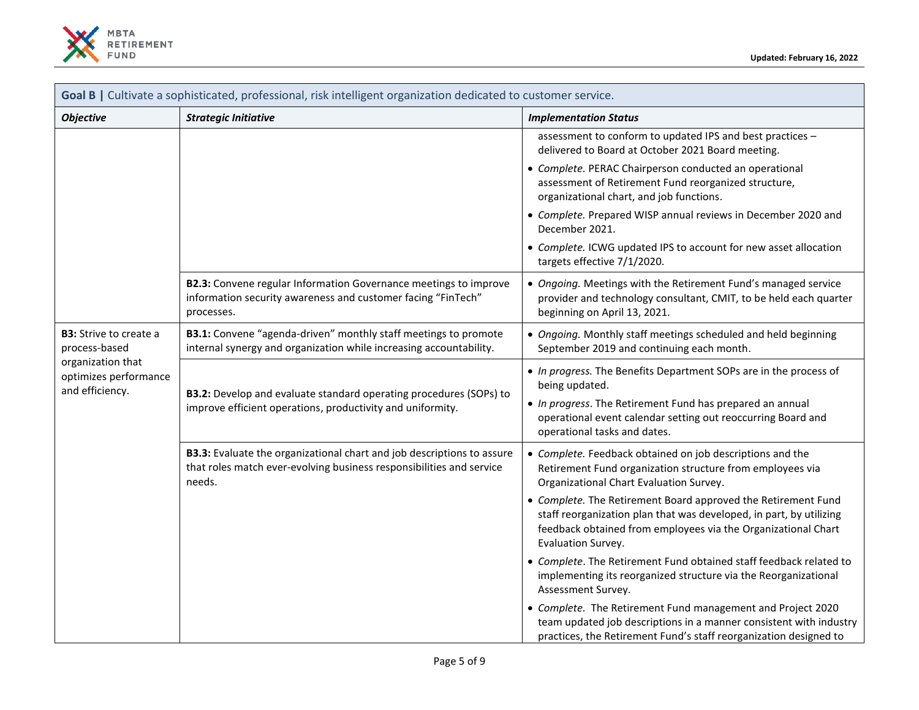| **Goal B \|** Cultivate a sophisticated, professional, risk intelligent organization dedicated to customer service. | | |
|---|---|---|
| ***Objective*** | ***Strategic Initiative*** | ***Implementation Status*** |
| | | assessment to conform to updated IPS and best practices – delivered to Board at October 2021 Board meeting.<br>• *Complete.* PERAC Chairperson conducted an operational assessment of Retirement Fund reorganized structure, organizational chart, and job functions.<br>• *Complete.* Prepared WISP annual reviews in December 2020 and December 2021.<br>• *Complete.* ICWG updated IPS to account for new asset allocation targets effective 7/1/2020. |
| | **B2.3:** Convene regular Information Governance meetings to improve information security awareness and customer facing "FinTech" processes. | • *Ongoing.* Meetings with the Retirement Fund's managed service provider and technology consultant, CMIT, to be held each quarter beginning on April 13, 2021. |
| **B3:** Strive to create a process-based organization that optimizes performance and efficiency. | **B3.1:** Convene "agenda-driven" monthly staff meetings to promote internal synergy and organization while increasing accountability. | • *Ongoing.* Monthly staff meetings scheduled and held beginning September 2019 and continuing each month. |
| | **B3.2:** Develop and evaluate standard operating procedures (SOPs) to improve efficient operations, productivity and uniformity. | • *In progress.* The Benefits Department SOPs are in the process of being updated.<br>• *In progress*. The Retirement Fund has prepared an annual operational event calendar setting out reoccurring Board and operational tasks and dates. |
| | **B3.3:** Evaluate the organizational chart and job descriptions to assure that roles match ever-evolving business responsibilities and service needs. | • *Complete.* Feedback obtained on job descriptions and the Retirement Fund organization structure from employees via Organizational Chart Evaluation Survey.<br>• *Complete.* The Retirement Board approved the Retirement Fund staff reorganization plan that was developed, in part, by utilizing feedback obtained from employees via the Organizational Chart Evaluation Survey.<br>• *Complete*. The Retirement Fund obtained staff feedback related to implementing its reorganized structure via the Reorganizational Assessment Survey.<br>• *Complete.* The Retirement Fund management and Project 2020 team updated job descriptions in a manner consistent with industry practices, the Retirement Fund's staff reorganization designed to |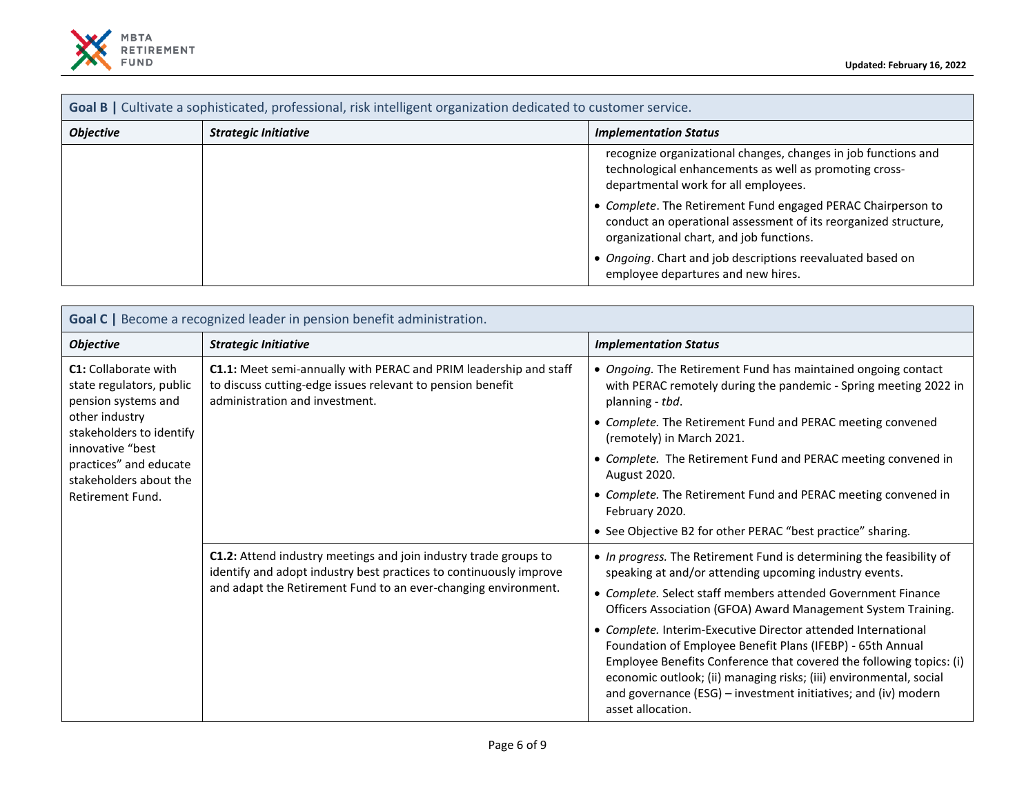| **Goal B \|** Cultivate a sophisticated, professional, risk intelligent organization dedicated to customer service. | | |
|---|---|---|
| ***Objective*** | ***Strategic Initiative*** | ***Implementation Status*** |
| | | recognize organizational changes, changes in job functions and technological enhancements as well as promoting cross-departmental work for all employees.<br>• *Complete*. The Retirement Fund engaged PERAC Chairperson to conduct an operational assessment of its reorganized structure, organizational chart, and job functions.<br>• *Ongoing*. Chart and job descriptions reevaluated based on employee departures and new hires. |

| **Goal C \|** Become a recognized leader in pension benefit administration. | | |
|---|---|---|
| ***Objective*** | ***Strategic Initiative*** | ***Implementation Status*** |
| **C1:** Collaborate with state regulators, public pension systems and other industry stakeholders to identify innovative "best practices" and educate stakeholders about the Retirement Fund. | **C1.1:** Meet semi-annually with PERAC and PRIM leadership and staff to discuss cutting-edge issues relevant to pension benefit administration and investment. | • *Ongoing.* The Retirement Fund has maintained ongoing contact with PERAC remotely during the pandemic - Spring meeting 2022 in planning - *tbd*.<br>• *Complete.* The Retirement Fund and PERAC meeting convened (remotely) in March 2021.<br>• *Complete.* The Retirement Fund and PERAC meeting convened in August 2020.<br>• *Complete.* The Retirement Fund and PERAC meeting convened in February 2020.<br>• See Objective B2 for other PERAC "best practice" sharing. |
| | **C1.2:** Attend industry meetings and join industry trade groups to identify and adopt industry best practices to continuously improve and adapt the Retirement Fund to an ever-changing environment. | • *In progress.* The Retirement Fund is determining the feasibility of speaking at and/or attending upcoming industry events.<br>• *Complete.* Select staff members attended Government Finance Officers Association (GFOA) Award Management System Training.<br>• *Complete.* Interim-Executive Director attended International Foundation of Employee Benefit Plans (IFEBP) - 65th Annual Employee Benefits Conference that covered the following topics: (i) economic outlook; (ii) managing risks; (iii) environmental, social and governance (ESG) – investment initiatives; and (iv) modern asset allocation. |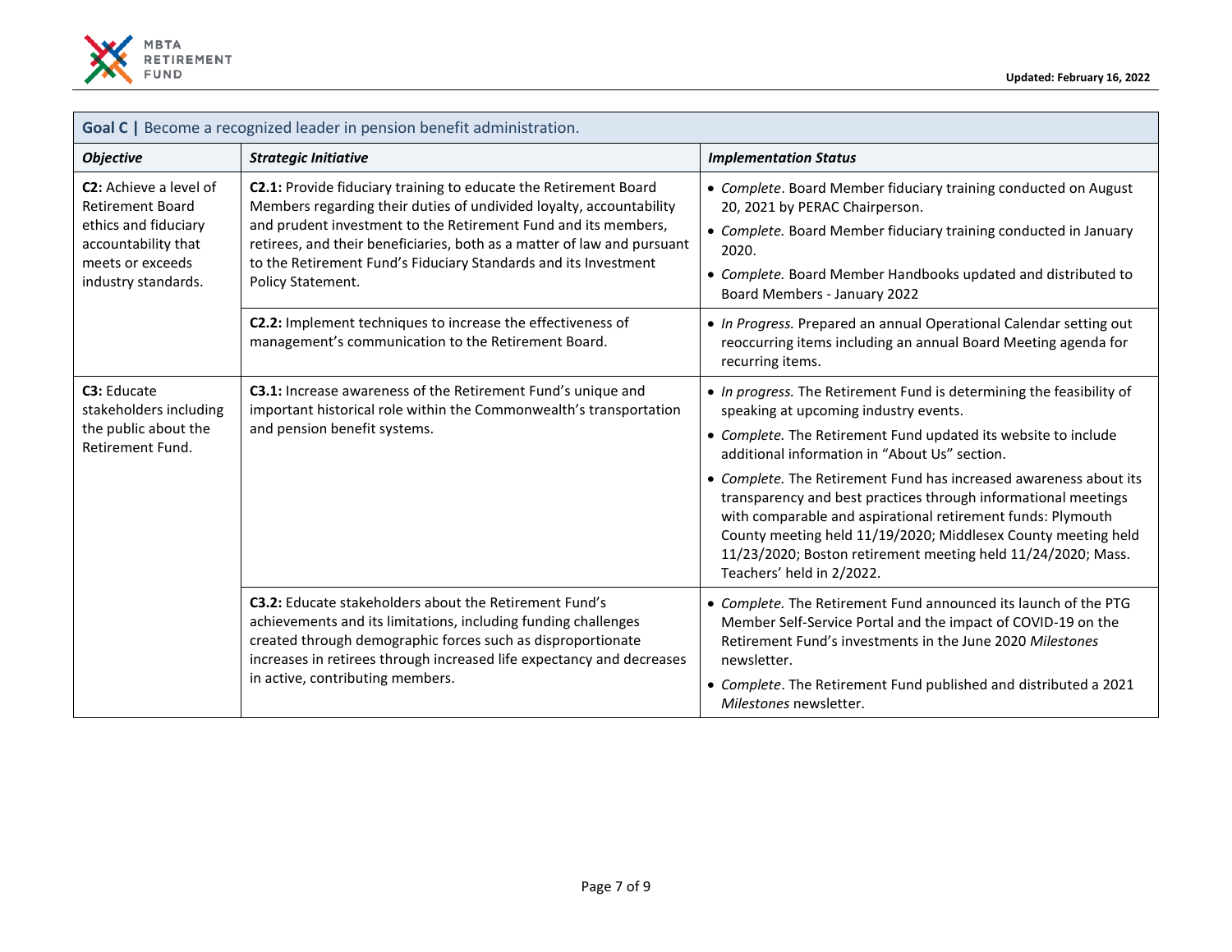**Goal C |** Become a recognized leader in pension benefit administration.

| *Objective* | *Strategic Initiative* | *Implementation Status* |
|---|---|---|
| **C2:** Achieve a level of Retirement Board ethics and fiduciary accountability that meets or exceeds industry standards. | **C2.1:** Provide fiduciary training to educate the Retirement Board Members regarding their duties of undivided loyalty, accountability and prudent investment to the Retirement Fund and its members, retirees, and their beneficiaries, both as a matter of law and pursuant to the Retirement Fund's Fiduciary Standards and its Investment Policy Statement. | • *Complete*. Board Member fiduciary training conducted on August 20, 2021 by PERAC Chairperson.<br>• *Complete.* Board Member fiduciary training conducted in January 2020.<br>• *Complete.* Board Member Handbooks updated and distributed to Board Members - January 2022 |
| | **C2.2:** Implement techniques to increase the effectiveness of management's communication to the Retirement Board. | • *In Progress.* Prepared an annual Operational Calendar setting out reoccurring items including an annual Board Meeting agenda for recurring items. |
| **C3:** Educate stakeholders including the public about the Retirement Fund. | **C3.1:** Increase awareness of the Retirement Fund's unique and important historical role within the Commonwealth's transportation and pension benefit systems. | • *In progress.* The Retirement Fund is determining the feasibility of speaking at upcoming industry events.<br>• *Complete.* The Retirement Fund updated its website to include additional information in "About Us" section.<br>• *Complete.* The Retirement Fund has increased awareness about its transparency and best practices through informational meetings with comparable and aspirational retirement funds: Plymouth County meeting held 11/19/2020; Middlesex County meeting held 11/23/2020; Boston retirement meeting held 11/24/2020; Mass. Teachers' held in 2/2022. |
| | **C3.2:** Educate stakeholders about the Retirement Fund's achievements and its limitations, including funding challenges created through demographic forces such as disproportionate increases in retirees through increased life expectancy and decreases in active, contributing members. | • *Complete.* The Retirement Fund announced its launch of the PTG Member Self-Service Portal and the impact of COVID-19 on the Retirement Fund's investments in the June 2020 *Milestones* newsletter.<br>• *Complete*. The Retirement Fund published and distributed a 2021 *Milestones* newsletter. |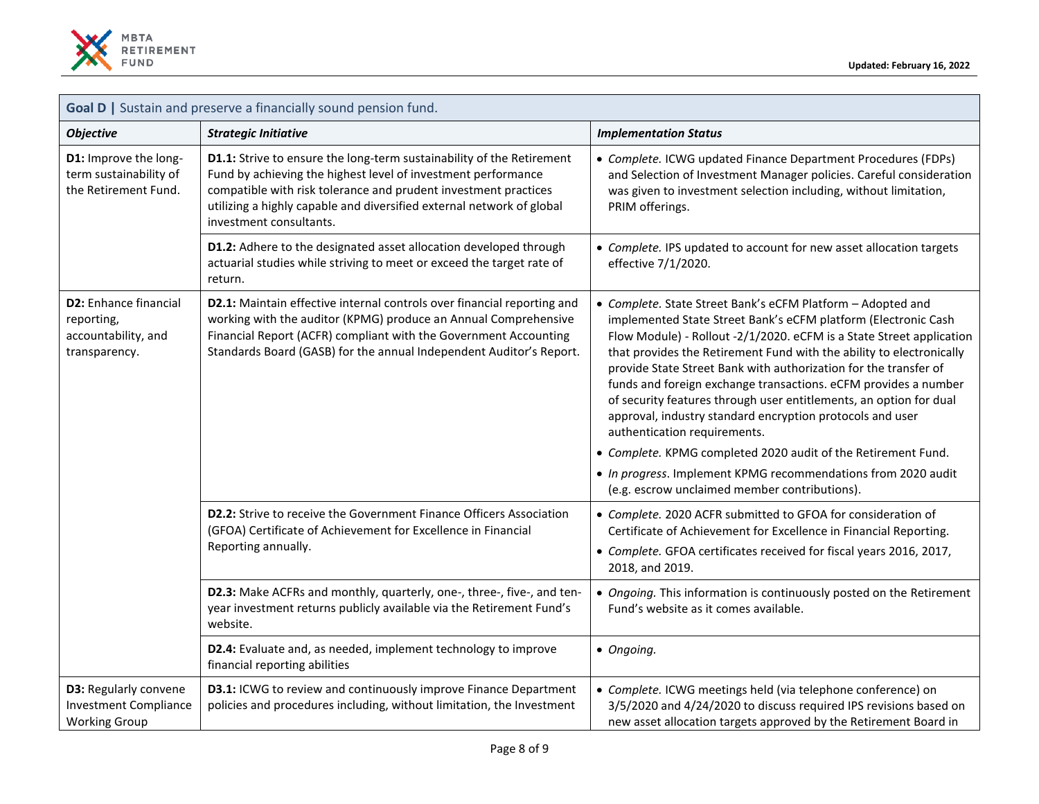| Goal D \| Sustain and preserve a financially sound pension fund. | | |
|---|---|---|
| ***Objective*** | ***Strategic Initiative*** | ***Implementation Status*** |
| **D1:** Improve the long-term sustainability of the Retirement Fund. | **D1.1:** Strive to ensure the long-term sustainability of the Retirement Fund by achieving the highest level of investment performance compatible with risk tolerance and prudent investment practices utilizing a highly capable and diversified external network of global investment consultants. | • *Complete.* ICWG updated Finance Department Procedures (FDPs) and Selection of Investment Manager policies. Careful consideration was given to investment selection including, without limitation, PRIM offerings. |
| | **D1.2:** Adhere to the designated asset allocation developed through actuarial studies while striving to meet or exceed the target rate of return. | • *Complete.* IPS updated to account for new asset allocation targets effective 7/1/2020. |
| **D2:** Enhance financial reporting, accountability, and transparency. | **D2.1:** Maintain effective internal controls over financial reporting and working with the auditor (KPMG) produce an Annual Comprehensive Financial Report (ACFR) compliant with the Government Accounting Standards Board (GASB) for the annual Independent Auditor's Report. | • *Complete.* State Street Bank's eCFM Platform – Adopted and implemented State Street Bank's eCFM platform (Electronic Cash Flow Module) - Rollout -2/1/2020. eCFM is a State Street application that provides the Retirement Fund with the ability to electronically provide State Street Bank with authorization for the transfer of funds and foreign exchange transactions. eCFM provides a number of security features through user entitlements, an option for dual approval, industry standard encryption protocols and user authentication requirements.<br>• *Complete.* KPMG completed 2020 audit of the Retirement Fund.<br>• *In progress*. Implement KPMG recommendations from 2020 audit (e.g. escrow unclaimed member contributions). |
| | **D2.2:** Strive to receive the Government Finance Officers Association (GFOA) Certificate of Achievement for Excellence in Financial Reporting annually. | • *Complete.* 2020 ACFR submitted to GFOA for consideration of Certificate of Achievement for Excellence in Financial Reporting.<br>• *Complete.* GFOA certificates received for fiscal years 2016, 2017, 2018, and 2019. |
| | **D2.3:** Make ACFRs and monthly, quarterly, one-, three-, five-, and ten-year investment returns publicly available via the Retirement Fund's website. | • *Ongoing.* This information is continuously posted on the Retirement Fund's website as it comes available. |
| | **D2.4:** Evaluate and, as needed, implement technology to improve financial reporting abilities | • *Ongoing.* |
| **D3:** Regularly convene Investment Compliance Working Group | **D3.1:** ICWG to review and continuously improve Finance Department policies and procedures including, without limitation, the Investment | • *Complete.* ICWG meetings held (via telephone conference) on 3/5/2020 and 4/24/2020 to discuss required IPS revisions based on new asset allocation targets approved by the Retirement Board in |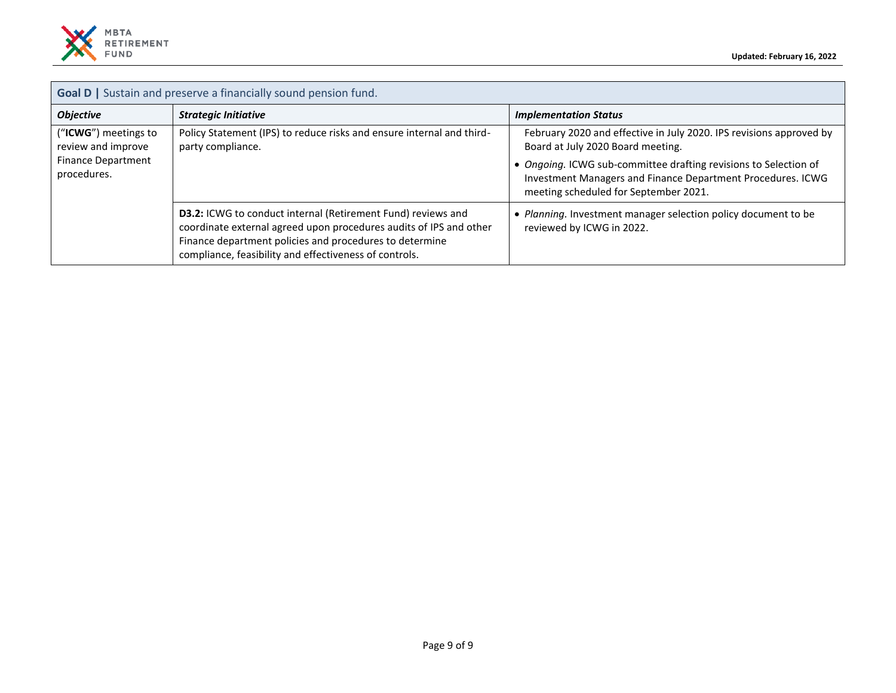| Goal D \| Sustain and preserve a financially sound pension fund. | | |
|---|---|---|
| ***Objective*** | ***Strategic Initiative*** | ***Implementation Status*** |
| ("**ICWG**") meetings to review and improve Finance Department procedures. | Policy Statement (IPS) to reduce risks and ensure internal and third-party compliance. | February 2020 and effective in July 2020. IPS revisions approved by Board at July 2020 Board meeting.<br>• *Ongoing.* ICWG sub-committee drafting revisions to Selection of Investment Managers and Finance Department Procedures. ICWG meeting scheduled for September 2021. |
| | **D3.2:** ICWG to conduct internal (Retirement Fund) reviews and coordinate external agreed upon procedures audits of IPS and other Finance department policies and procedures to determine compliance, feasibility and effectiveness of controls. | • *Planning*. Investment manager selection policy document to be reviewed by ICWG in 2022. |